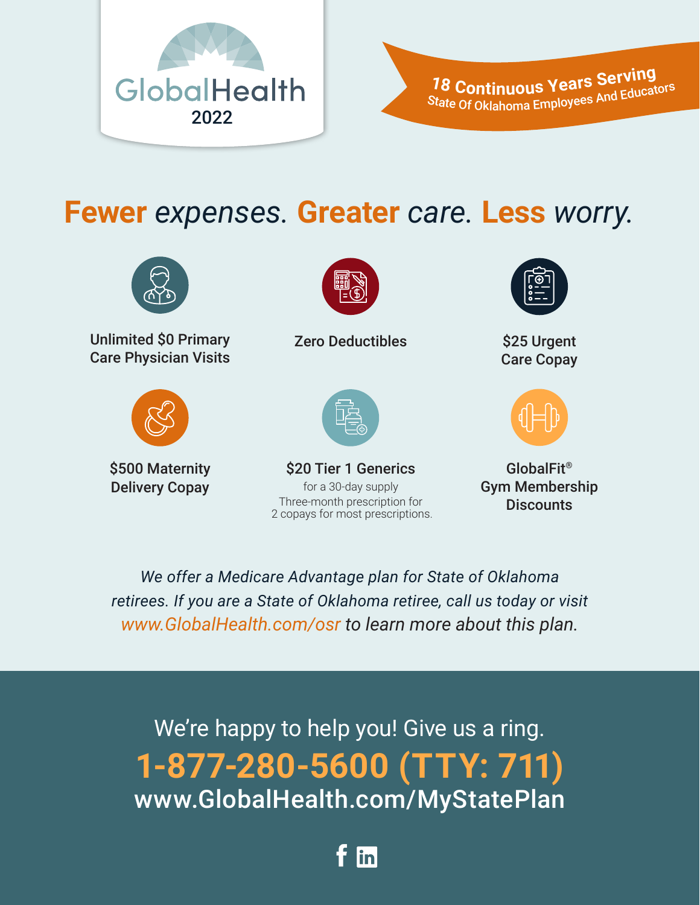# GlobalHealth 2022

**18 Continuous Years Serving**
State Of Oklahoma Employees And Educators

## **Fewer** *expenses.* **Greater** *care.* **Less** *worry.*

**Unlimited $0 Primary Care Physician Visits**

**Zero Deductibles**

**$25 Urgent Care Copay**

**$500 Maternity Delivery Copay**

**$20 Tier 1 Generics**
for a 30-day supply
Three-month prescription for 2 copays for most prescriptions.

**GlobalFit® Gym Membership Discounts**

*We offer a Medicare Advantage plan for State of Oklahoma retirees. If you are a State of Oklahoma retiree, call us today or visit www.GlobalHealth.com/osr to learn more about this plan.*

We're happy to help you! Give us a ring.

**1-877-280-5600 (TTY: 711)**

www.GlobalHealth.com/MyStatePlan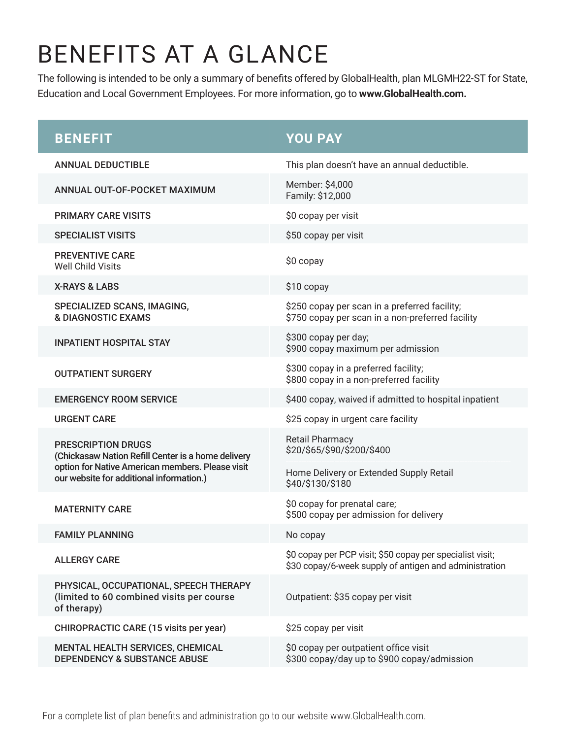# BENEFITS AT A GLANCE

The following is intended to be only a summary of benefits offered by GlobalHealth, plan MLGMH22-ST for State, Education and Local Government Employees. For more information, go to **www.GlobalHealth.com.**

| BENEFIT | YOU PAY |
|---|---|
| ANNUAL DEDUCTIBLE | This plan doesn't have an annual deductible. |
| ANNUAL OUT-OF-POCKET MAXIMUM | Member: $4,000<br>Family: $12,000 |
| PRIMARY CARE VISITS | $0 copay per visit |
| SPECIALIST VISITS | $50 copay per visit |
| PREVENTIVE CARE<br>Well Child Visits | $0 copay |
| X-RAYS & LABS | $10 copay |
| SPECIALIZED SCANS, IMAGING, & DIAGNOSTIC EXAMS | $250 copay per scan in a preferred facility;<br>$750 copay per scan in a non-preferred facility |
| INPATIENT HOSPITAL STAY | $300 copay per day;<br>$900 copay maximum per admission |
| OUTPATIENT SURGERY | $300 copay in a preferred facility;<br>$800 copay in a non-preferred facility |
| EMERGENCY ROOM SERVICE | $400 copay, waived if admitted to hospital inpatient |
| URGENT CARE | $25 copay in urgent care facility |
| PRESCRIPTION DRUGS<br>(Chickasaw Nation Refill Center is a home delivery option for Native American members. Please visit our website for additional information.) | Retail Pharmacy<br>$20/$65/$90/$200/$400<br><br>Home Delivery or Extended Supply Retail<br>$40/$130/$180 |
| MATERNITY CARE | $0 copay for prenatal care;<br>$500 copay per admission for delivery |
| FAMILY PLANNING | No copay |
| ALLERGY CARE | $0 copay per PCP visit; $50 copay per specialist visit;<br>$30 copay/6-week supply of antigen and administration |
| PHYSICAL, OCCUPATIONAL, SPEECH THERAPY (limited to 60 combined visits per course of therapy) | Outpatient: $35 copay per visit |
| CHIROPRACTIC CARE (15 visits per year) | $25 copay per visit |
| MENTAL HEALTH SERVICES, CHEMICAL DEPENDENCY & SUBSTANCE ABUSE | $0 copay per outpatient office visit<br>$300 copay/day up to $900 copay/admission |

For a complete list of plan benefits and administration go to our website www.GlobalHealth.com.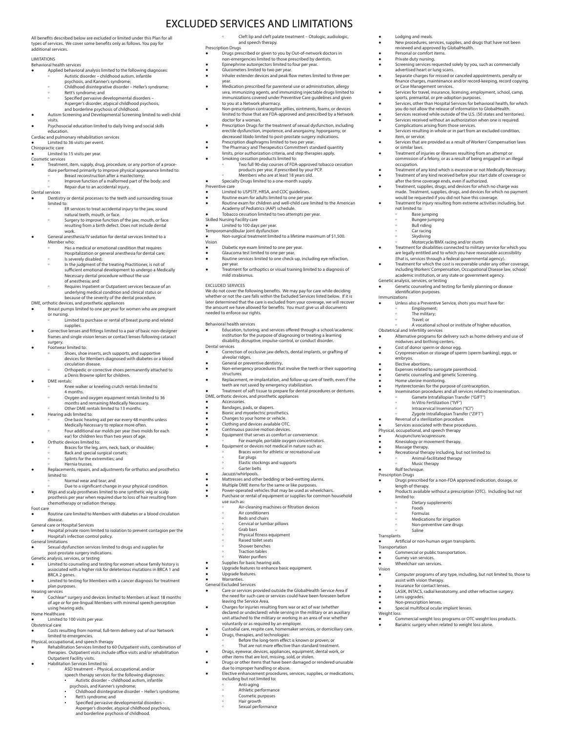# EXCLUDED SERVICES AND LIMITATIONS

All benefits described below are excluded or limited under this Plan for all types of services. We cover some benefits only as follows. You pay for additional services.

## LIMITATIONS

Behavioral health services

- Applied behavioral analysis limited to the following diagnoses:
  - Autistic disorder – childhood autism, infantile psychosis, and Kanner's syndrome;
  - Childhood disintegrative disorder – Heller's syndrome;
  - Rett's syndrome; and
  - Specified pervasive developmental disorders – Asperger's disorder, atypical childhood psychosis, and borderline psychosis of childhood.
- Autism Screening and Developmental Screening limited to well-child visits.
- Psychosocial education limited to daily living and social skills education.

Cardiac and pulmonary rehabilitation services

- Limited to 36 visits per event.

Chiropractic care

- Limited to 15 visits per year.

Cosmetic services

- Treatment, item, supply, drug, procedure, or any portion of a procedure performed primarily to improve physical appearance limited to:
  - Breast reconstruction after a mastectomy;
  - Improve function of a malformed part of the body; and
  - Repair due to an accidental injury.

Dental services

- Dentistry or dental processes to the teeth and surrounding tissue limited to:
  - ER services to treat accidental injury to the jaw, sound natural teeth, mouth, or face.
  - Surgery to improve function of the jaw, mouth, or face resulting from a birth defect. Does not include dental work.
- General anesthesia/IV sedation for dental services limited to a Member who:
  - Has a medical or emotional condition that requires Hospitalization or general anesthesia for dental care;
  - Is severely disabled;
  - In the judgment of the treating Practitioner, is not of sufficient emotional development to undergo a Medically Necessary dental procedure without the use of anesthesia; and
  - Requires Inpatient or Outpatient services because of an underlying medical condition and clinical status or because of the severity of the dental procedure.

DME, orthotic devices, and prosthetic appliances

- Breast pumps limited to one per year for women who are pregnant or nursing.
  - Limited to purchase or rental of breast pump and related supplies.
- Corrective lenses and fittings limited to a pair of basic non-designer frames and single vision lenses or contact lenses following cataract surgery.
- Footwear limited to:
  - Shoes, shoe inserts, arch supports, and supportive devices for Members diagnosed with diabetes or a blood circulation disease.
  - Orthopedic or corrective shoes permanently attached to a Denis Browne splint for children.
- DME rentals:
  - Knee walker or kneeling crutch rentals limited to 4 months.
  - Oxygen and oxygen equipment rentals limited to 36 months and remaining Medically Necessary.
  - Other DME rentals limited to 13 months.
- Hearing aids limited to:
  - One basic hearing aid per ear every 48 months unless Medically Necessary to replace more often.
  - Four additional ear molds per year (two molds for each ear) for children less than two years of age.
- Orthotic devices limited to:
  - Braces for the leg, arm, neck, back, or shoulder;
  - Back and special surgical corsets;
  - Splints for the extremities; and
  - Hernia trusses.
- Replacements, repairs, and adjustments for orthotics and prosthetics limited to:
  - Normal wear and tear; and
  - Due to a significant change in your physical condition.
- Wigs and scalp prostheses limited to one synthetic wig or scalp prosthesis per year when required due to loss of hair resulting from chemotherapy or radiation therapy.

Foot care

- Routine care limited to Members with diabetes or a blood circulation disease.

General care or Hospital Services

- Hospital private room limited to isolation to prevent contagion per the Hospital's infection control policy.

General limitations

- Sexual dysfunction services limited to drugs and supplies for post-prostate surgery indications.

Genetic analysis, services, or testing

- Limited to counseling and testing for women whose family history is associated with a higher risk for deleterious mutations in BRCA 1 and BRCA 2 genes.
- Limited to testing for Members with a cancer diagnosis for treatment plan purposes.

Hearing services

- Cochlear® surgery and devices limited to Members at least 18 months of age or for pre-lingual Members with minimal speech perception using hearing aids.

Home Healthcare

- Limited to 100 visits per year.

Obstetrical care

- Costs resulting from normal, full-term delivery out of our Network limited to emergencies.

Physical, occupational, and speech therapy

- Rehabilitation Services limited to 60 Outpatient visits, combination of therapies. Outpatient visits include office visits and/or rehabilitation Outpatient Facility visits.
- Habilitation Services limited to:
  - ASD treatment – Physical, occupational, and/or speech therapy services for the following diagnoses:
    - Autistic disorder – childhood autism, infantile psychosis, and Kanner's syndrome;
    - Childhood disintegrative disorder – Heller's syndrome;
    - Rett's syndrome; and
    - Specified pervasive developmental disorders – Asperger's disorder, atypical childhood psychosis, and borderline psychosis of childhood.
  - Cleft lip and cleft palate treatment – Otologic, audiologic, and speech therapy.

Prescription Drugs

- Drugs prescribed or given to you by Out-of-network doctors in non-emergencies limited to those prescribed by dentists.
- Epinephrine autoinjectors limited to four per year.
- Glucometers limited to two per year.
- Inhaler extender devices and peak flow meters limited to three per year.
- Medication prescribed for parenteral use or administration, allergy sera, immunizing agents, and immunizing injectable drugs limited to immunizations covered under Preventive Care guidelines and given to you at a Network pharmacy.
- Non-prescription contraceptive jellies, ointments, foams, or devices limited to those that are FDA-approved and prescribed by a Network doctor for a woman.
- Prescription Drugs for the treatment of sexual dysfunction, including erectile dysfunction, impotence, and anorgasmy, hyporgasmy, or decreased libido limited to post-prostate surgery indications.
- Prescription diaphragms limited to two per year.
- The Pharmacy and Therapeutics Committee's standard quantity limits, prior authorization criteria, and step therapies apply.
- Smoking cessation products limited to:
  - Two full 90-day courses of FDA-approved tobacco cessation products per year, if prescribed by your PCP.
  - Members who are at least 18 years old.
- Specialty Drugs limited to a one-month supply.

Preventive care

- Limited to USPSTF, HRSA, and CDC guidelines.
- Routine exam for adults limited to one per year.
- Routine exam for children and well-child care limited to the American Academy of Pediatrics (AAP) schedule.
- Tobacco cessation limited to two attempts per year.

Skilled Nursing Facility care

- Limited to 100 days per year.

Temporomandibular joint dysfunction

- Non-surgical treatment limited to a lifetime maximum of $1,500.

Vision

- Diabetic eye exam limited to one per year.
- Glaucoma test limited to one per year.
- Routine services limited to one check-up, including eye refraction, per year.
- Treatment for orthoptics or visual training limited to a diagnosis of mild strabismus.

## EXCLUDED SERVICES

We do not cover the following benefits. We may pay for care while deciding whether or not the care falls within the Excluded Services listed below. If it is later determined that the care is excluded from your coverage, we will recover the amount we have allowed for benefits. You must give us all documents needed to enforce our rights.

Behavioral health services

- Education, tutoring, and services offered through a school/academic institution for the purpose of diagnosing or treating a learning disability, disruptive, impulse-control, or conduct disorder.

Dental services

- Correction of occlusive jaw defects, dental implants, or grafting of alveolar ridges.
- General or preventive dentistry.
- Non-emergency procedures that involve the teeth or their supporting structures.
- Replacement, re-implantation, and follow-up care of teeth, even if the teeth are not saved by emergency stabilization.
- Treatment of soft tissue to prepare for dental procedures or dentures.

DME, orthotic devices, and prosthetic appliances

- Accessories.
- Bandages, pads, or diapers.
- Bionic and myoelectric prosthetics.
- Changes to your home or vehicle.
- Clothing and devices available OTC.
- Continuous passive motion devices.
- Equipment that serves as comfort or convenience.
  - For example, portable oxygen concentrators.
- Equipment or devices not medical in nature such as:
  - Braces worn for athletic or recreational use
  - Ear plugs
  - Elastic stockings and supports
  - Garter belts
- Jacuzzi/whirlpools.
- Mattresses and other bedding or bed-wetting alarms.
- Multiple DME items for the same or like purposes.
- Power-operated vehicles that may be used as wheelchairs.
- Purchase or rental of equipment or supplies for common household use such as:
  - Air-cleaning machines or filtration devices
  - Air conditioners
  - Beds and chairs
  - Cervical or lumbar pillows
  - Grab bars
  - Physical fitness equipment
  - Raised toilet seats
  - Shower benches
  - Traction tables
  - Water purifiers
- Supplies for basic hearing aids.
- Upgrade features to enhance basic equipment.
- Upgrade features.
- Warranties.

General Excluded Services

- Care or services provided outside the GlobalHealth Service Area if the need for such care or services could have been foreseen before leaving the Service Area.
- Charges for injuries resulting from war or act of war (whether declared or undeclared) while serving in the military or an auxiliary unit attached to the military or working in an area of war whether voluntarily or as required by an employer.
- Custodial care, respite care, homemaker services, or domiciliary care.
- Drugs, therapies, and technologies:
  - Before the long-term effect is known or proven; or
  - That are not more effective than standard treatment.
- Drugs, eyewear, devices, appliances, equipment, dental work, or other items that are lost, missing, sold, or stolen.
- Drugs or other items that have been damaged or rendered unusable due to improper handling or abuse.
- Elective enhancement procedures, services, supplies, or medications, including but not limited to:
  - Anti-aging
  - Athletic performance
  - Cosmetic purposes
  - Hair growth
  - Sexual performance
- Lodging and meals.
- New procedures, services, supplies, and drugs that have not been reviewed and approved by GlobalHealth.
- Personal or comfort items.
- Private duty nursing.
- Screening services requested solely by you, such as commercially advertised heart or lung scans.
- Separate charges for missed or canceled appointments, penalty or finance charges, maintenance and/or record-keeping, record copying, or Case Management services.
- Services for travel, insurance, licensing, employment, school, camp, sports, premarital, or pre-adoption purposes.
- Services, other than Hospital Services for behavioral health, for which you do not allow the release of information to GlobalHealth.
- Services received while outside of the U.S. (50 states and territories).
- Services received without an authorization when one is required. Complications arising from those services.
- Services resulting in whole or in part from an excluded condition, item, or service.
- Services that are provided as a result of Workers' Compensation laws or similar laws.
- Treatment of injuries or illnesses resulting from an attempt or commission of a felony, or as a result of being engaged in an illegal occupation.
- Treatment of any kind which is excessive or not Medically Necessary.
- Treatment of any kind received before your start date of coverage or after the time coverage ends, even if authorized.
- Treatment, supplies, drugs, and devices for which no charge was made. Treatment, supplies, drugs, and devices for which no payment would be requested if you did not have this coverage.
- Treatment for injury resulting from extreme activities including, but not limited to:
  - Base jumping
  - Bungee jumping
  - Bull riding
  - Car racing
  - Skydiving
  - Motorcycle/BMX racing and/or stunts
- Treatment for disabilities connected to military service for which you are legally entitled and to which you have reasonable accessibility (that is, services through a federal governmental agency).
- Treatment for which the cost is recoverable under any other coverage, including Workers' Compensation, Occupational Disease law, school/academic institution, or any state or government agency.

Genetic analysis, services, or testing

- Genetic counseling and testing for family planning or disease identification purposes.

Immunizations

- Unless also a Preventive Service, shots you must have for:
  - Employment;
  - The military;
  - Travel; or
  - A vocational school or institute of higher education.

Obstetrical and Infertility services

- Alternative programs for delivery such as home delivery and use of midwives and birthing centers.
- Cost of donor sperm or donor egg.
- Cryopreservation or storage of sperm (sperm banking), eggs, or embryos.
- Elective abortions.
- Expenses related to surrogate parenthood.
- Genetic counseling and genetic Screening.
- Home uterine monitoring.
- Hysterectomies for the purpose of contraception.
- Insemination procedures and all services related to insemination.
  - Gamete Intrafallopian Transfer ("GIFT")
  - In Vitro Fertilization ("IVF")
  - Intracervical Insemination ("ICI")
  - Zygote Intrafallopian Transfer ("ZIFT")
- Reversal of a sterilization procedure.
- Services associated with these procedures.

Physical, occupational, and speech therapy

- Acupuncture/acupressure.
- Kinesiology or movement therapy.
- Massage therapy.
- Recreational therapy including, but not limited to:
  - Animal-facilitated therapy
  - Music therapy
- Rolf technique.

Prescription Drugs

- Drugs prescribed for a non-FDA approved indication, dosage, or length of therapy.
- Products available without a prescription (OTC). Including but not limited to:
  - Dietary supplements
  - Foods
  - Formulas
  - Medications for irrigation
  - Non-preventive care drugs
  - Saline

Transplants

- Artificial or non-human organ transplants.

Transportation

- Commercial or public transportation.
- Gurney van services.
- Wheelchair van services.

Vision

- Computer programs of any type, including, but not limited to, those to assist with vision therapy.
- Insurance for contact lenses.
- LASIK, INTACS, radial keratotomy, and other refractive surgery.
- Lens upgrades.
- Non-prescription lenses.
- Special multifocal ocular implant lenses.

Weight loss

- Commercial weight loss programs or OTC weight loss products.
- Bariatric surgery when related to weight loss alone.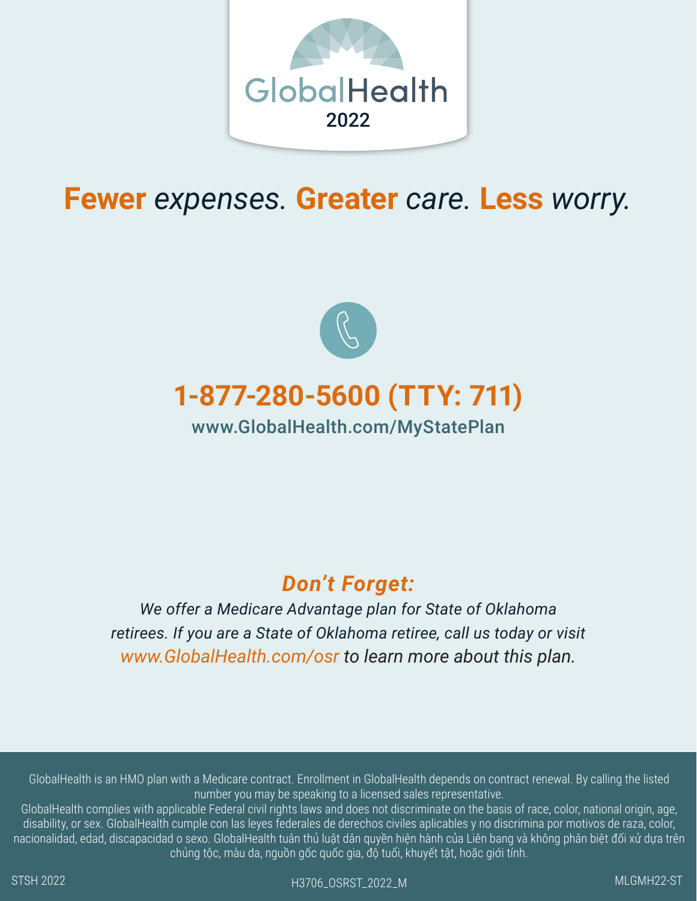GlobalHealth
2022

# **Fewer** *expenses.* **Greater** *care.* **Less** *worry.*

## 1-877-280-5600 (TTY: 711)

www.GlobalHealth.com/MyStatePlan

***Don't Forget:***

*We offer a Medicare Advantage plan for State of Oklahoma retirees. If you are a State of Oklahoma retiree, call us today or visit www.GlobalHealth.com/osr to learn more about this plan.*

GlobalHealth is an HMO plan with a Medicare contract. Enrollment in GlobalHealth depends on contract renewal. By calling the listed number you may be speaking to a licensed sales representative.

GlobalHealth complies with applicable Federal civil rights laws and does not discriminate on the basis of race, color, national origin, age, disability, or sex. GlobalHealth cumple con las leyes federales de derechos civiles aplicables y no discrimina por motivos de raza, color, nacionalidad, edad, discapacidad o sexo. GlobalHealth tuân thủ luật dân quyền hiện hành của Liên bang và không phân biệt đối xử dựa trên chủng tộc, màu da, nguồn gốc quốc gia, độ tuổi, khuyết tật, hoặc giới tính.

STSH 2022 H3706_OSRST_2022_M MLGMH22-ST